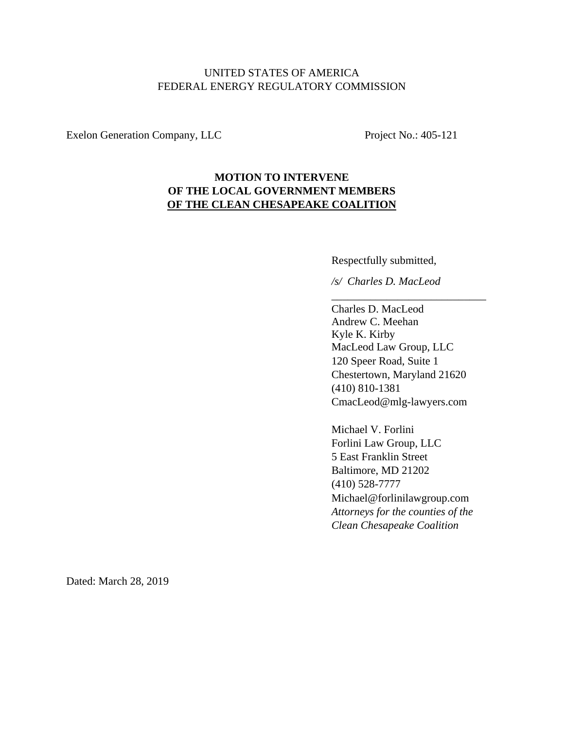UNITED STATES OF AMERICA
FEDERAL ENERGY REGULATORY COMMISSION

Exelon Generation Company, LLC    Project No.: 405-121

**MOTION TO INTERVENE**
**OF THE LOCAL GOVERNMENT MEMBERS**
**OF THE CLEAN CHESAPEAKE COALITION**

Respectfully submitted,

*/s/ Charles D. MacLeod*

\_\_\_\_\_\_\_\_\_\_\_\_\_\_\_\_\_\_\_\_\_\_\_\_\_\_\_\_

Charles D. MacLeod
Andrew C. Meehan
Kyle K. Kirby
MacLeod Law Group, LLC
120 Speer Road, Suite 1
Chestertown, Maryland 21620
(410) 810-1381
CmacLeod@mlg-lawyers.com

Michael V. Forlini
Forlini Law Group, LLC
5 East Franklin Street
Baltimore, MD 21202
(410) 528-7777
Michael@forlinilawgroup.com
*Attorneys for the counties of the Clean Chesapeake Coalition*

Dated: March 28, 2019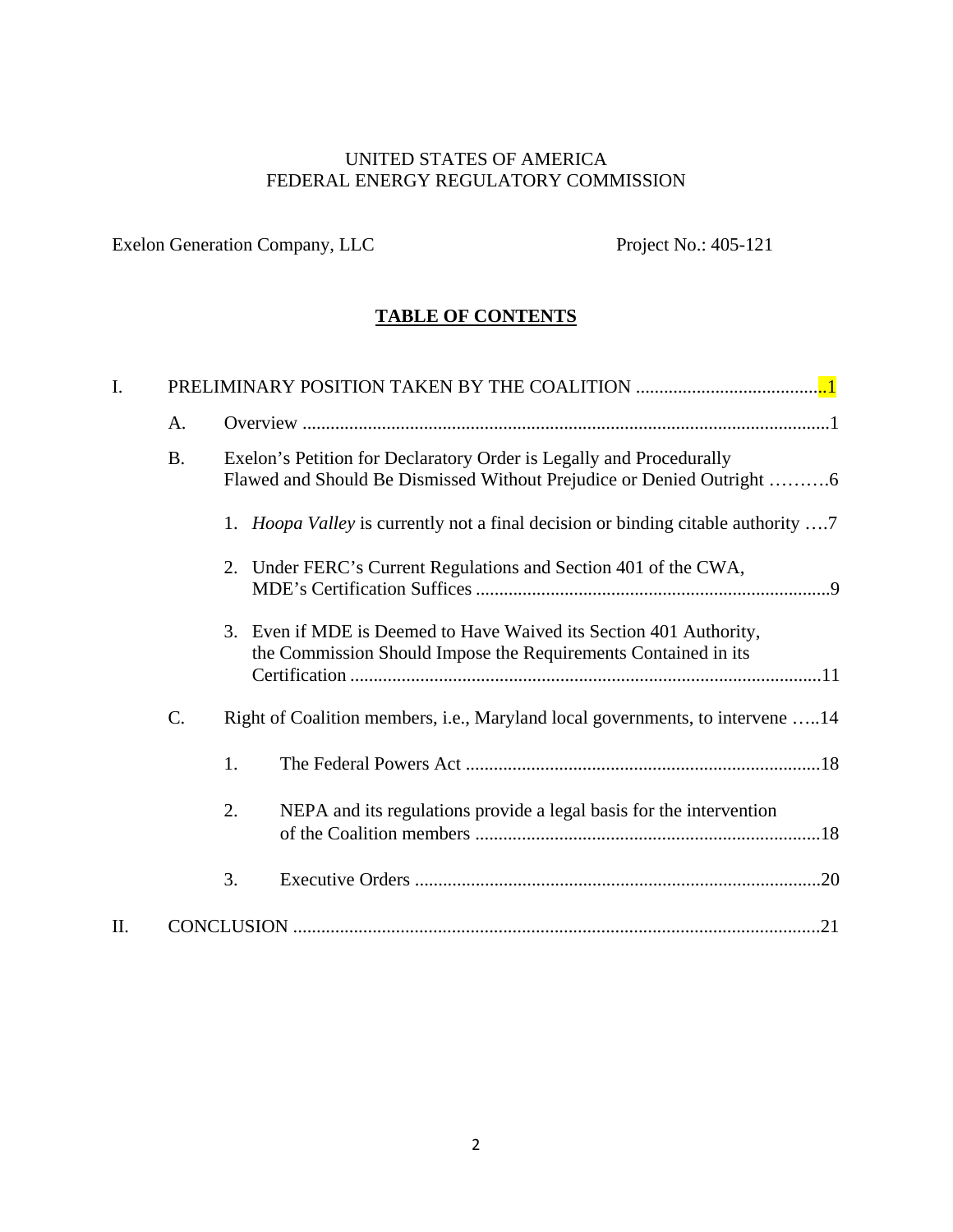UNITED STATES OF AMERICA
FEDERAL ENERGY REGULATORY COMMISSION

Exelon Generation Company, LLC  Project No.: 405-121

## TABLE OF CONTENTS

I. PRELIMINARY POSITION TAKEN BY THE COALITION ........................................1

- A. Overview ................................................................................................................1
- B. Exelon's Petition for Declaratory Order is Legally and Procedurally Flawed and Should Be Dismissed Without Prejudice or Denied Outright ……….6
  1. *Hoopa Valley* is currently not a final decision or binding citable authority ….7
  2. Under FERC's Current Regulations and Section 401 of the CWA, MDE's Certification Suffices ............................................................................9
  3. Even if MDE is Deemed to Have Waived its Section 401 Authority, the Commission Should Impose the Requirements Contained in its Certification .....................................................................................................11
- C. Right of Coalition members, i.e., Maryland local governments, to intervene …..14
  1. The Federal Powers Act ............................................................................18
  2. NEPA and its regulations provide a legal basis for the intervention of the Coalition members ..........................................................................18
  3. Executive Orders .......................................................................................20

II. CONCLUSION .................................................................................................................21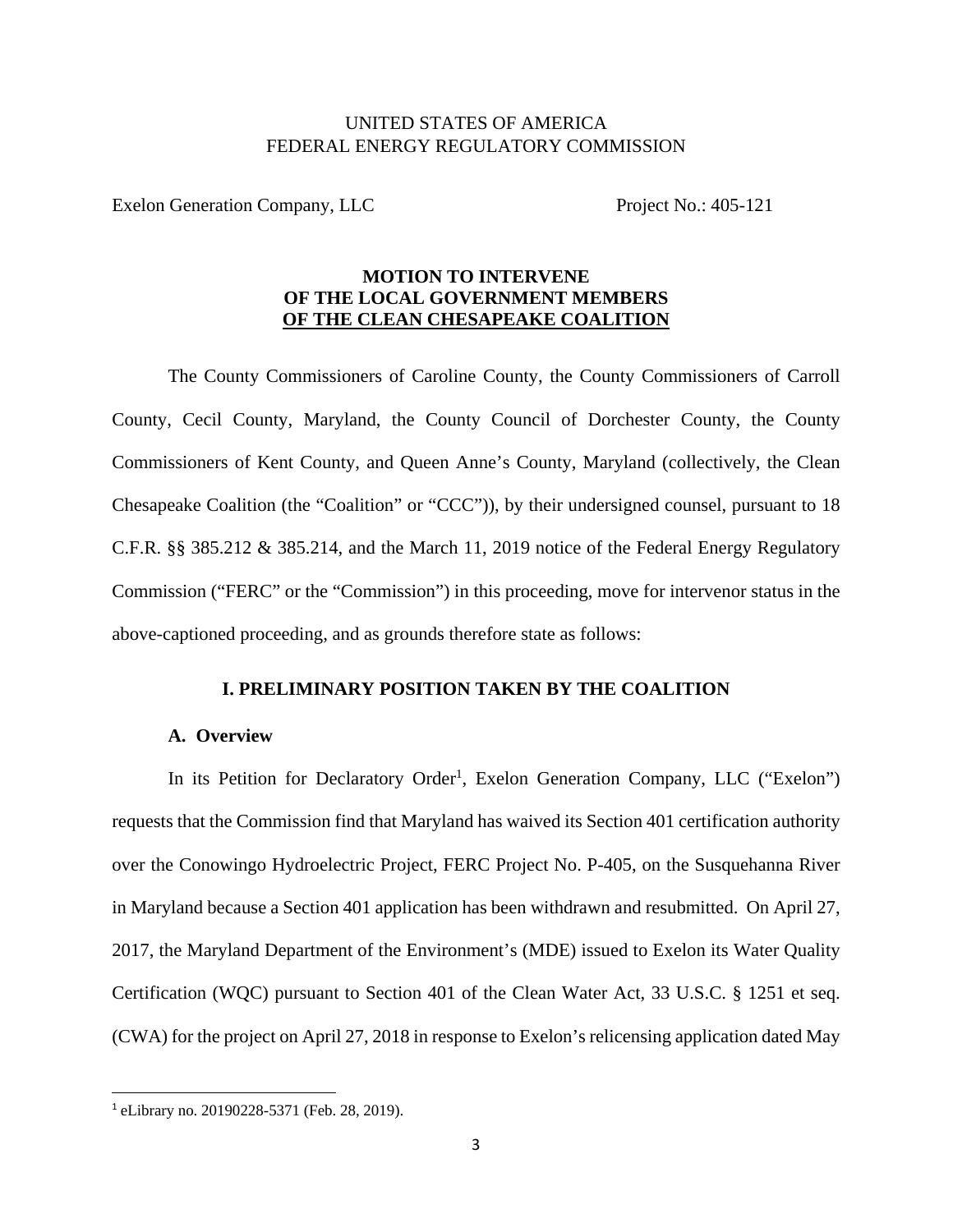UNITED STATES OF AMERICA
FEDERAL ENERGY REGULATORY COMMISSION

Exelon Generation Company, LLC Project No.: 405-121

**MOTION TO INTERVENE**
**OF THE LOCAL GOVERNMENT MEMBERS**
**OF THE CLEAN CHESAPEAKE COALITION**

The County Commissioners of Caroline County, the County Commissioners of Carroll County, Cecil County, Maryland, the County Council of Dorchester County, the County Commissioners of Kent County, and Queen Anne's County, Maryland (collectively, the Clean Chesapeake Coalition (the "Coalition" or "CCC")), by their undersigned counsel, pursuant to 18 C.F.R. §§ 385.212 & 385.214, and the March 11, 2019 notice of the Federal Energy Regulatory Commission ("FERC" or the "Commission") in this proceeding, move for intervenor status in the above-captioned proceeding, and as grounds therefore state as follows:

## I. PRELIMINARY POSITION TAKEN BY THE COALITION

### A. Overview

In its Petition for Declaratory Order[1], Exelon Generation Company, LLC ("Exelon") requests that the Commission find that Maryland has waived its Section 401 certification authority over the Conowingo Hydroelectric Project, FERC Project No. P-405, on the Susquehanna River in Maryland because a Section 401 application has been withdrawn and resubmitted. On April 27, 2017, the Maryland Department of the Environment's (MDE) issued to Exelon its Water Quality Certification (WQC) pursuant to Section 401 of the Clean Water Act, 33 U.S.C. § 1251 et seq. (CWA) for the project on April 27, 2018 in response to Exelon's relicensing application dated May

[1] eLibrary no. 20190228-5371 (Feb. 28, 2019).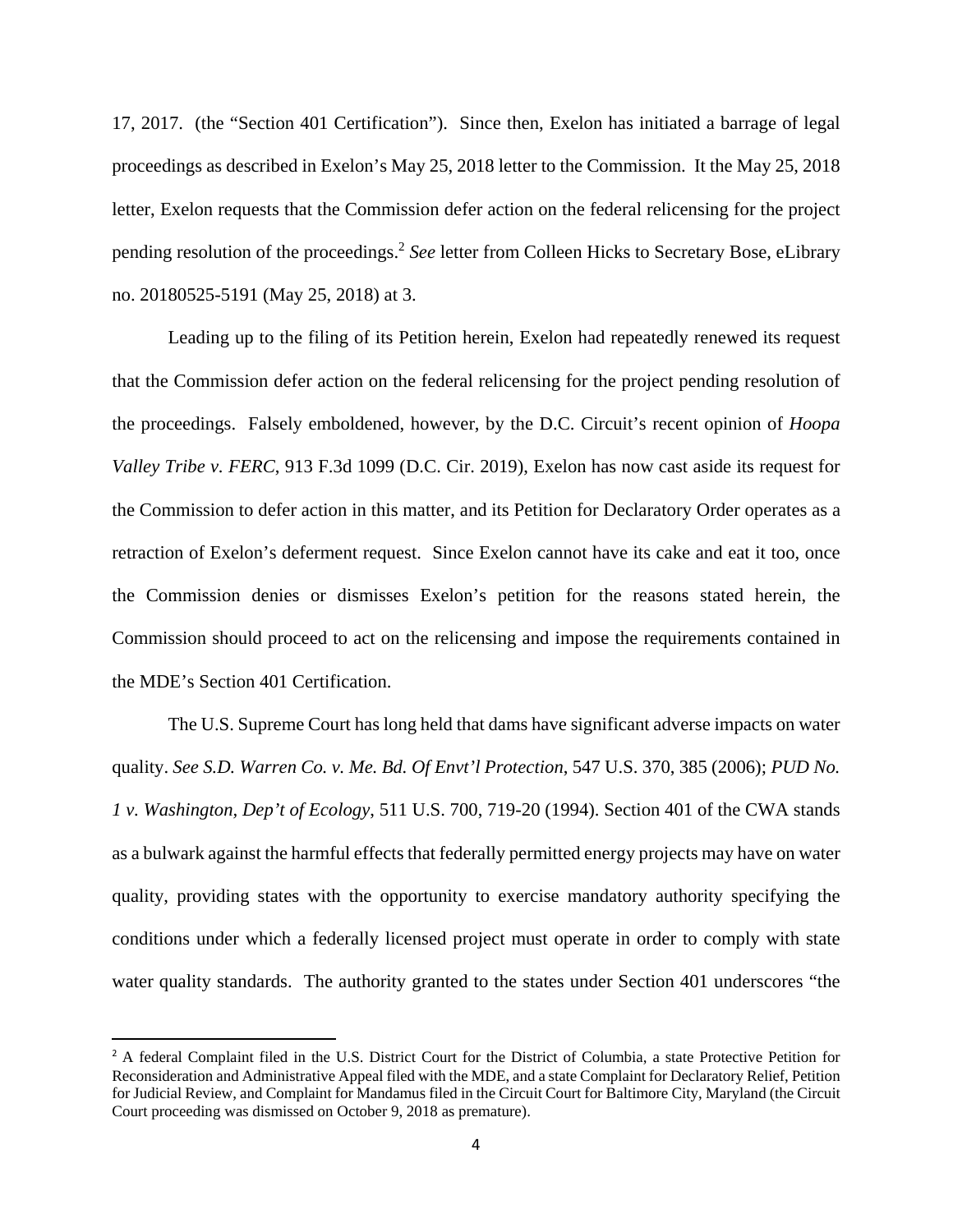17, 2017. (the "Section 401 Certification"). Since then, Exelon has initiated a barrage of legal proceedings as described in Exelon's May 25, 2018 letter to the Commission. It the May 25, 2018 letter, Exelon requests that the Commission defer action on the federal relicensing for the project pending resolution of the proceedings.[2] *See* letter from Colleen Hicks to Secretary Bose, eLibrary no. 20180525-5191 (May 25, 2018) at 3.

Leading up to the filing of its Petition herein, Exelon had repeatedly renewed its request that the Commission defer action on the federal relicensing for the project pending resolution of the proceedings. Falsely emboldened, however, by the D.C. Circuit's recent opinion of *Hoopa Valley Tribe v. FERC*, 913 F.3d 1099 (D.C. Cir. 2019), Exelon has now cast aside its request for the Commission to defer action in this matter, and its Petition for Declaratory Order operates as a retraction of Exelon's deferment request. Since Exelon cannot have its cake and eat it too, once the Commission denies or dismisses Exelon's petition for the reasons stated herein, the Commission should proceed to act on the relicensing and impose the requirements contained in the MDE's Section 401 Certification.

The U.S. Supreme Court has long held that dams have significant adverse impacts on water quality. *See S.D. Warren Co. v. Me. Bd. Of Envt'l Protection*, 547 U.S. 370, 385 (2006); *PUD No. 1 v. Washington, Dep't of Ecology*, 511 U.S. 700, 719-20 (1994). Section 401 of the CWA stands as a bulwark against the harmful effects that federally permitted energy projects may have on water quality, providing states with the opportunity to exercise mandatory authority specifying the conditions under which a federally licensed project must operate in order to comply with state water quality standards. The authority granted to the states under Section 401 underscores "the

[2] A federal Complaint filed in the U.S. District Court for the District of Columbia, a state Protective Petition for Reconsideration and Administrative Appeal filed with the MDE, and a state Complaint for Declaratory Relief, Petition for Judicial Review, and Complaint for Mandamus filed in the Circuit Court for Baltimore City, Maryland (the Circuit Court proceeding was dismissed on October 9, 2018 as premature).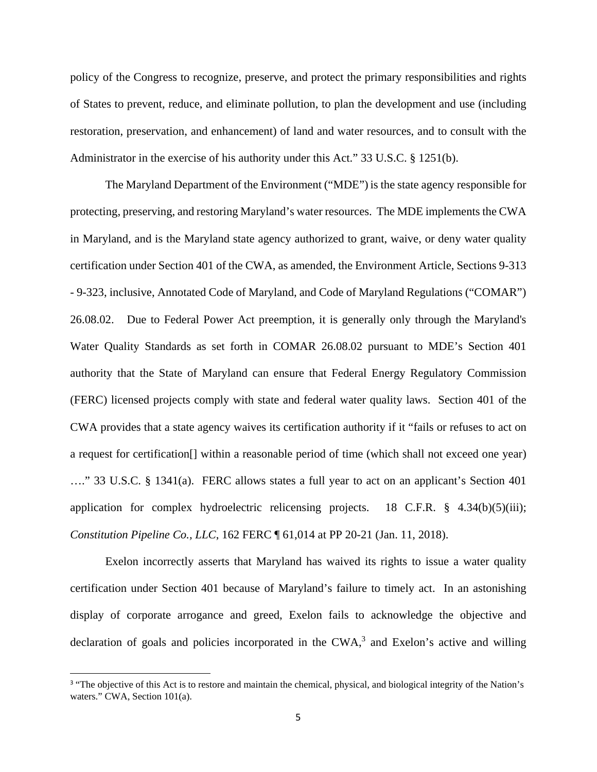policy of the Congress to recognize, preserve, and protect the primary responsibilities and rights of States to prevent, reduce, and eliminate pollution, to plan the development and use (including restoration, preservation, and enhancement) of land and water resources, and to consult with the Administrator in the exercise of his authority under this Act." 33 U.S.C. § 1251(b).

The Maryland Department of the Environment ("MDE") is the state agency responsible for protecting, preserving, and restoring Maryland's water resources. The MDE implements the CWA in Maryland, and is the Maryland state agency authorized to grant, waive, or deny water quality certification under Section 401 of the CWA, as amended, the Environment Article, Sections 9-313 - 9-323, inclusive, Annotated Code of Maryland, and Code of Maryland Regulations ("COMAR") 26.08.02. Due to Federal Power Act preemption, it is generally only through the Maryland's Water Quality Standards as set forth in COMAR 26.08.02 pursuant to MDE's Section 401 authority that the State of Maryland can ensure that Federal Energy Regulatory Commission (FERC) licensed projects comply with state and federal water quality laws. Section 401 of the CWA provides that a state agency waives its certification authority if it "fails or refuses to act on a request for certification[] within a reasonable period of time (which shall not exceed one year) …." 33 U.S.C. § 1341(a). FERC allows states a full year to act on an applicant's Section 401 application for complex hydroelectric relicensing projects. 18 C.F.R. § 4.34(b)(5)(iii); *Constitution Pipeline Co., LLC*, 162 FERC ¶ 61,014 at PP 20-21 (Jan. 11, 2018).

Exelon incorrectly asserts that Maryland has waived its rights to issue a water quality certification under Section 401 because of Maryland's failure to timely act. In an astonishing display of corporate arrogance and greed, Exelon fails to acknowledge the objective and declaration of goals and policies incorporated in the CWA,[3] and Exelon's active and willing

[3] "The objective of this Act is to restore and maintain the chemical, physical, and biological integrity of the Nation's waters." CWA, Section 101(a).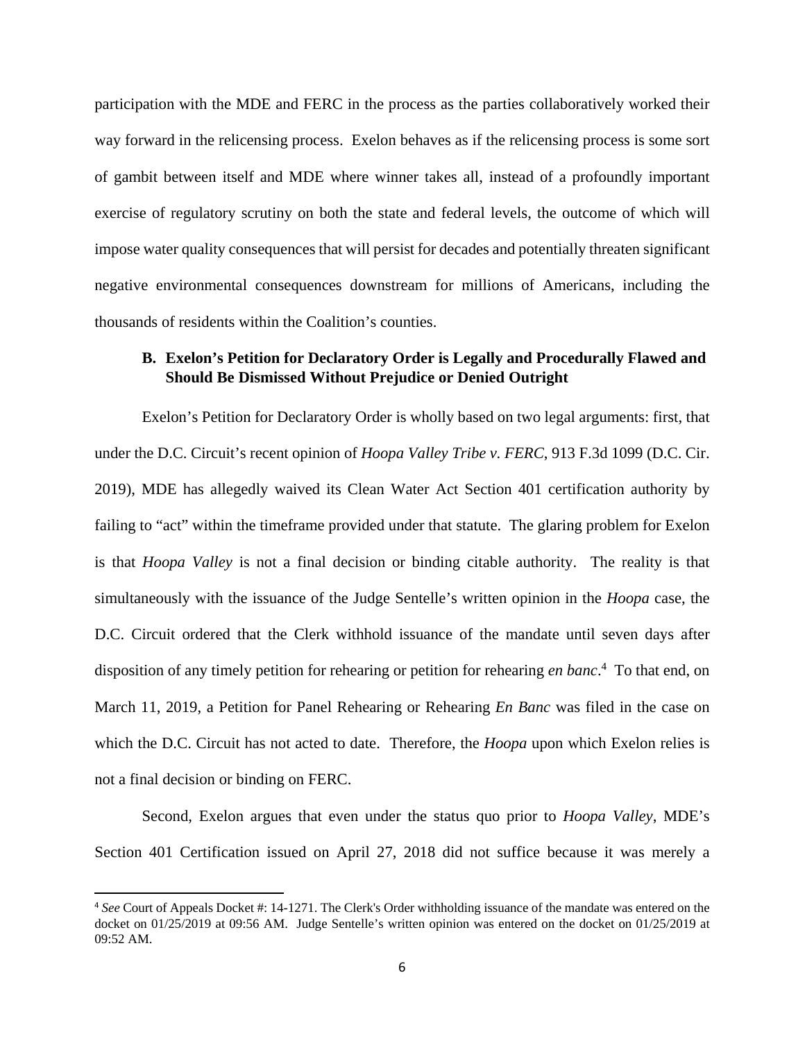participation with the MDE and FERC in the process as the parties collaboratively worked their way forward in the relicensing process. Exelon behaves as if the relicensing process is some sort of gambit between itself and MDE where winner takes all, instead of a profoundly important exercise of regulatory scrutiny on both the state and federal levels, the outcome of which will impose water quality consequences that will persist for decades and potentially threaten significant negative environmental consequences downstream for millions of Americans, including the thousands of residents within the Coalition's counties.

### B. Exelon's Petition for Declaratory Order is Legally and Procedurally Flawed and Should Be Dismissed Without Prejudice or Denied Outright

Exelon's Petition for Declaratory Order is wholly based on two legal arguments: first, that under the D.C. Circuit's recent opinion of *Hoopa Valley Tribe v. FERC*, 913 F.3d 1099 (D.C. Cir. 2019), MDE has allegedly waived its Clean Water Act Section 401 certification authority by failing to "act" within the timeframe provided under that statute. The glaring problem for Exelon is that *Hoopa Valley* is not a final decision or binding citable authority. The reality is that simultaneously with the issuance of the Judge Sentelle's written opinion in the *Hoopa* case, the D.C. Circuit ordered that the Clerk withhold issuance of the mandate until seven days after disposition of any timely petition for rehearing or petition for rehearing *en banc*.[4] To that end, on March 11, 2019, a Petition for Panel Rehearing or Rehearing *En Banc* was filed in the case on which the D.C. Circuit has not acted to date. Therefore, the *Hoopa* upon which Exelon relies is not a final decision or binding on FERC.

Second, Exelon argues that even under the status quo prior to *Hoopa Valley*, MDE's Section 401 Certification issued on April 27, 2018 did not suffice because it was merely a

---

[4] *See* Court of Appeals Docket #: 14-1271. The Clerk's Order withholding issuance of the mandate was entered on the docket on 01/25/2019 at 09:56 AM. Judge Sentelle's written opinion was entered on the docket on 01/25/2019 at 09:52 AM.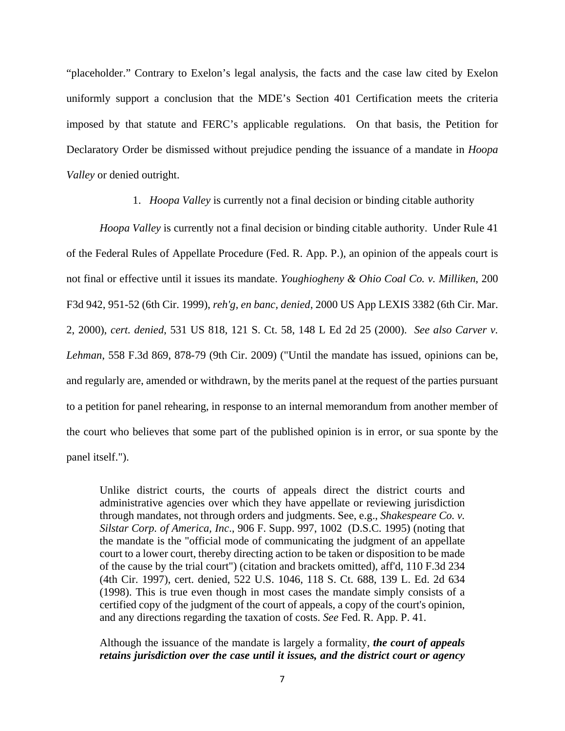"placeholder." Contrary to Exelon's legal analysis, the facts and the case law cited by Exelon uniformly support a conclusion that the MDE's Section 401 Certification meets the criteria imposed by that statute and FERC's applicable regulations. On that basis, the Petition for Declaratory Order be dismissed without prejudice pending the issuance of a mandate in *Hoopa Valley* or denied outright.

1. *Hoopa Valley* is currently not a final decision or binding citable authority

*Hoopa Valley* is currently not a final decision or binding citable authority. Under Rule 41 of the Federal Rules of Appellate Procedure (Fed. R. App. P.), an opinion of the appeals court is not final or effective until it issues its mandate. *Youghiogheny & Ohio Coal Co. v. Milliken*, 200 F3d 942, 951-52 (6th Cir. 1999), *reh'g, en banc, denied*, 2000 US App LEXIS 3382 (6th Cir. Mar. 2, 2000), *cert. denied*, 531 US 818, 121 S. Ct. 58, 148 L Ed 2d 25 (2000). *See also Carver v. Lehman*, 558 F.3d 869, 878-79 (9th Cir. 2009) ("Until the mandate has issued, opinions can be, and regularly are, amended or withdrawn, by the merits panel at the request of the parties pursuant to a petition for panel rehearing, in response to an internal memorandum from another member of the court who believes that some part of the published opinion is in error, or sua sponte by the panel itself.").

> Unlike district courts, the courts of appeals direct the district courts and administrative agencies over which they have appellate or reviewing jurisdiction through mandates, not through orders and judgments. See, e.g., *Shakespeare Co. v. Silstar Corp. of America, Inc*., 906 F. Supp. 997, 1002 (D.S.C. 1995) (noting that the mandate is the "official mode of communicating the judgment of an appellate court to a lower court, thereby directing action to be taken or disposition to be made of the cause by the trial court") (citation and brackets omitted), aff'd, 110 F.3d 234 (4th Cir. 1997), cert. denied, 522 U.S. 1046, 118 S. Ct. 688, 139 L. Ed. 2d 634 (1998). This is true even though in most cases the mandate simply consists of a certified copy of the judgment of the court of appeals, a copy of the court's opinion, and any directions regarding the taxation of costs. *See* Fed. R. App. P. 41.
>
> Although the issuance of the mandate is largely a formality, ***the court of appeals retains jurisdiction over the case until it issues, and the district court or agency***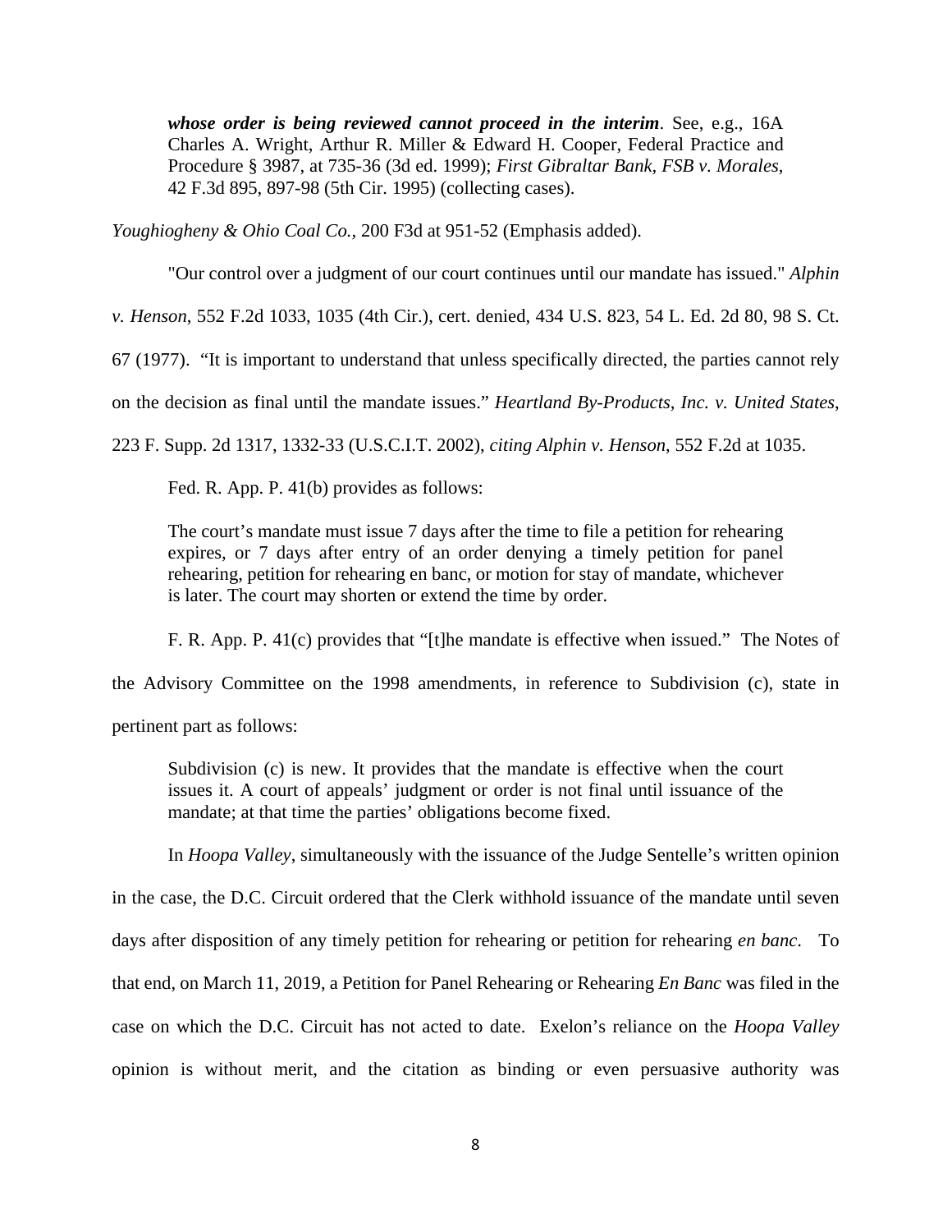> ***whose order is being reviewed cannot proceed in the interim***. See, e.g., 16A Charles A. Wright, Arthur R. Miller & Edward H. Cooper, Federal Practice and Procedure § 3987, at 735-36 (3d ed. 1999); *First Gibraltar Bank, FSB v. Morales*, 42 F.3d 895, 897-98 (5th Cir. 1995) (collecting cases).

*Youghiogheny & Ohio Coal Co.,* 200 F3d at 951-52 (Emphasis added).

"Our control over a judgment of our court continues until our mandate has issued." *Alphin v. Henson*, 552 F.2d 1033, 1035 (4th Cir.), cert. denied, 434 U.S. 823, 54 L. Ed. 2d 80, 98 S. Ct. 67 (1977). "It is important to understand that unless specifically directed, the parties cannot rely on the decision as final until the mandate issues." *Heartland By-Products, Inc. v. United States*, 223 F. Supp. 2d 1317, 1332-33 (U.S.C.I.T. 2002), *citing Alphin v. Henson*, 552 F.2d at 1035.

Fed. R. App. P. 41(b) provides as follows:

> The court's mandate must issue 7 days after the time to file a petition for rehearing expires, or 7 days after entry of an order denying a timely petition for panel rehearing, petition for rehearing en banc, or motion for stay of mandate, whichever is later. The court may shorten or extend the time by order.

F. R. App. P. 41(c) provides that "[t]he mandate is effective when issued." The Notes of the Advisory Committee on the 1998 amendments, in reference to Subdivision (c), state in pertinent part as follows:

> Subdivision (c) is new. It provides that the mandate is effective when the court issues it. A court of appeals' judgment or order is not final until issuance of the mandate; at that time the parties' obligations become fixed.

In *Hoopa Valley*, simultaneously with the issuance of the Judge Sentelle's written opinion in the case, the D.C. Circuit ordered that the Clerk withhold issuance of the mandate until seven days after disposition of any timely petition for rehearing or petition for rehearing *en banc*. To that end, on March 11, 2019, a Petition for Panel Rehearing or Rehearing *En Banc* was filed in the case on which the D.C. Circuit has not acted to date. Exelon's reliance on the *Hoopa Valley* opinion is without merit, and the citation as binding or even persuasive authority was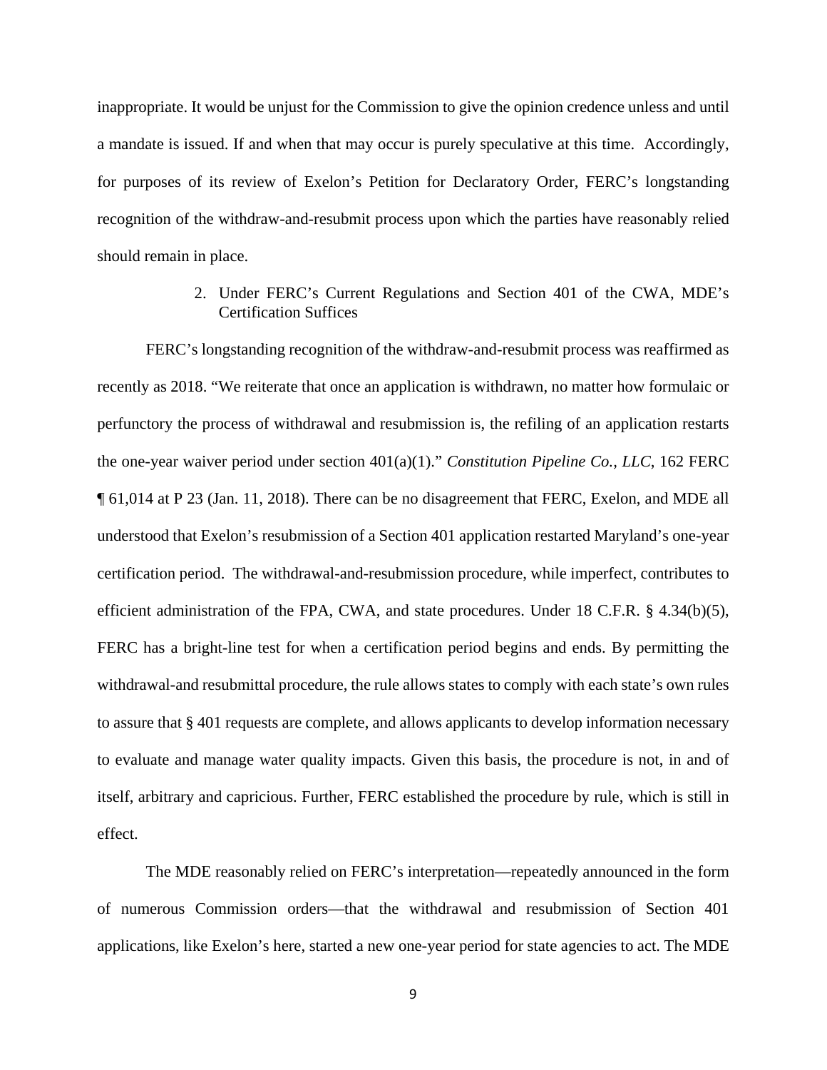inappropriate. It would be unjust for the Commission to give the opinion credence unless and until a mandate is issued. If and when that may occur is purely speculative at this time. Accordingly, for purposes of its review of Exelon's Petition for Declaratory Order, FERC's longstanding recognition of the withdraw-and-resubmit process upon which the parties have reasonably relied should remain in place.

### 2. Under FERC's Current Regulations and Section 401 of the CWA, MDE's Certification Suffices

FERC's longstanding recognition of the withdraw-and-resubmit process was reaffirmed as recently as 2018. "We reiterate that once an application is withdrawn, no matter how formulaic or perfunctory the process of withdrawal and resubmission is, the refiling of an application restarts the one-year waiver period under section 401(a)(1)." *Constitution Pipeline Co., LLC*, 162 FERC ¶ 61,014 at P 23 (Jan. 11, 2018). There can be no disagreement that FERC, Exelon, and MDE all understood that Exelon's resubmission of a Section 401 application restarted Maryland's one-year certification period. The withdrawal-and-resubmission procedure, while imperfect, contributes to efficient administration of the FPA, CWA, and state procedures. Under 18 C.F.R. § 4.34(b)(5), FERC has a bright-line test for when a certification period begins and ends. By permitting the withdrawal-and resubmittal procedure, the rule allows states to comply with each state's own rules to assure that § 401 requests are complete, and allows applicants to develop information necessary to evaluate and manage water quality impacts. Given this basis, the procedure is not, in and of itself, arbitrary and capricious. Further, FERC established the procedure by rule, which is still in effect.

The MDE reasonably relied on FERC's interpretation—repeatedly announced in the form of numerous Commission orders—that the withdrawal and resubmission of Section 401 applications, like Exelon's here, started a new one-year period for state agencies to act. The MDE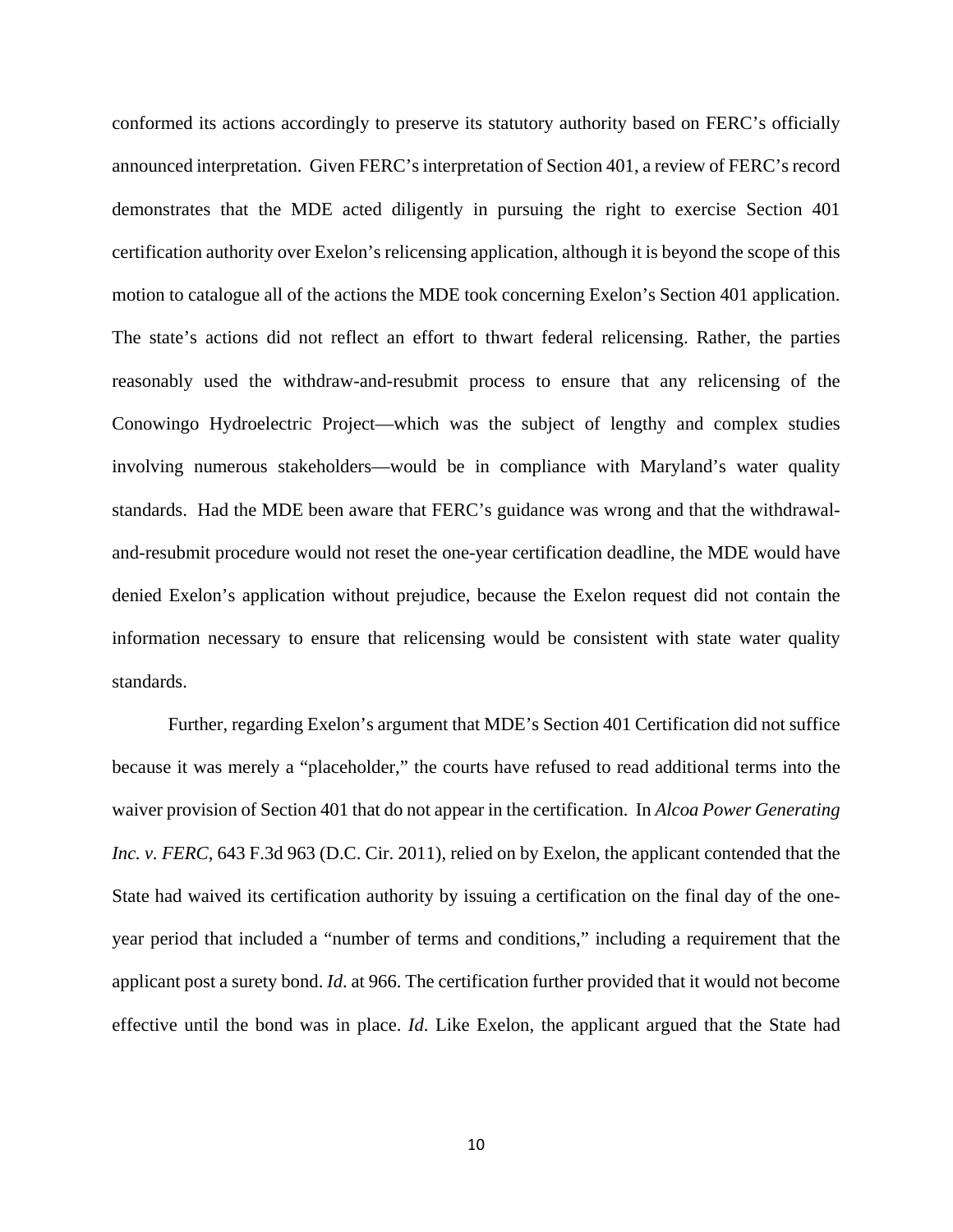conformed its actions accordingly to preserve its statutory authority based on FERC's officially announced interpretation. Given FERC's interpretation of Section 401, a review of FERC's record demonstrates that the MDE acted diligently in pursuing the right to exercise Section 401 certification authority over Exelon's relicensing application, although it is beyond the scope of this motion to catalogue all of the actions the MDE took concerning Exelon's Section 401 application. The state's actions did not reflect an effort to thwart federal relicensing. Rather, the parties reasonably used the withdraw-and-resubmit process to ensure that any relicensing of the Conowingo Hydroelectric Project—which was the subject of lengthy and complex studies involving numerous stakeholders—would be in compliance with Maryland's water quality standards. Had the MDE been aware that FERC's guidance was wrong and that the withdrawal-and-resubmit procedure would not reset the one-year certification deadline, the MDE would have denied Exelon's application without prejudice, because the Exelon request did not contain the information necessary to ensure that relicensing would be consistent with state water quality standards.

Further, regarding Exelon's argument that MDE's Section 401 Certification did not suffice because it was merely a "placeholder," the courts have refused to read additional terms into the waiver provision of Section 401 that do not appear in the certification. In *Alcoa Power Generating Inc. v. FERC*, 643 F.3d 963 (D.C. Cir. 2011), relied on by Exelon, the applicant contended that the State had waived its certification authority by issuing a certification on the final day of the one-year period that included a "number of terms and conditions," including a requirement that the applicant post a surety bond. *Id*. at 966. The certification further provided that it would not become effective until the bond was in place. *Id*. Like Exelon, the applicant argued that the State had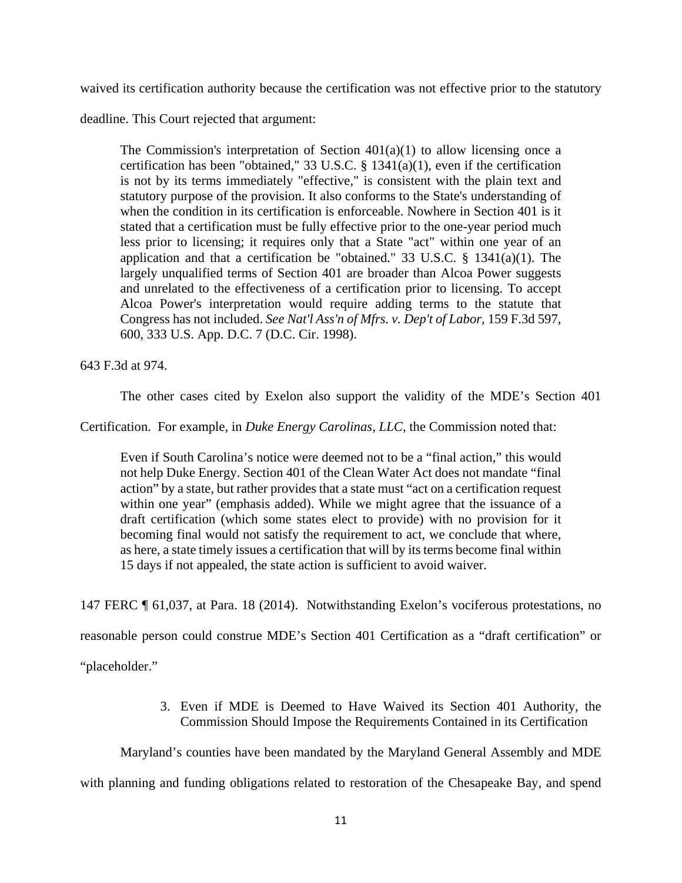waived its certification authority because the certification was not effective prior to the statutory deadline. This Court rejected that argument:

> The Commission's interpretation of Section 401(a)(1) to allow licensing once a certification has been "obtained," 33 U.S.C. § 1341(a)(1), even if the certification is not by its terms immediately "effective," is consistent with the plain text and statutory purpose of the provision. It also conforms to the State's understanding of when the condition in its certification is enforceable. Nowhere in Section 401 is it stated that a certification must be fully effective prior to the one-year period much less prior to licensing; it requires only that a State "act" within one year of an application and that a certification be "obtained." 33 U.S.C. § 1341(a)(1). The largely unqualified terms of Section 401 are broader than Alcoa Power suggests and unrelated to the effectiveness of a certification prior to licensing. To accept Alcoa Power's interpretation would require adding terms to the statute that Congress has not included. *See Nat'l Ass'n of Mfrs. v. Dep't of Labor*, 159 F.3d 597, 600, 333 U.S. App. D.C. 7 (D.C. Cir. 1998).

643 F.3d at 974.

The other cases cited by Exelon also support the validity of the MDE's Section 401 Certification. For example, in *Duke Energy Carolinas, LLC*, the Commission noted that:

> Even if South Carolina's notice were deemed not to be a "final action," this would not help Duke Energy. Section 401 of the Clean Water Act does not mandate "final action" by a state, but rather provides that a state must "act on a certification request within one year" (emphasis added). While we might agree that the issuance of a draft certification (which some states elect to provide) with no provision for it becoming final would not satisfy the requirement to act, we conclude that where, as here, a state timely issues a certification that will by its terms become final within 15 days if not appealed, the state action is sufficient to avoid waiver.

147 FERC ¶ 61,037, at Para. 18 (2014). Notwithstanding Exelon's vociferous protestations, no reasonable person could construe MDE's Section 401 Certification as a "draft certification" or "placeholder."

### 3. Even if MDE is Deemed to Have Waived its Section 401 Authority, the Commission Should Impose the Requirements Contained in its Certification

Maryland's counties have been mandated by the Maryland General Assembly and MDE with planning and funding obligations related to restoration of the Chesapeake Bay, and spend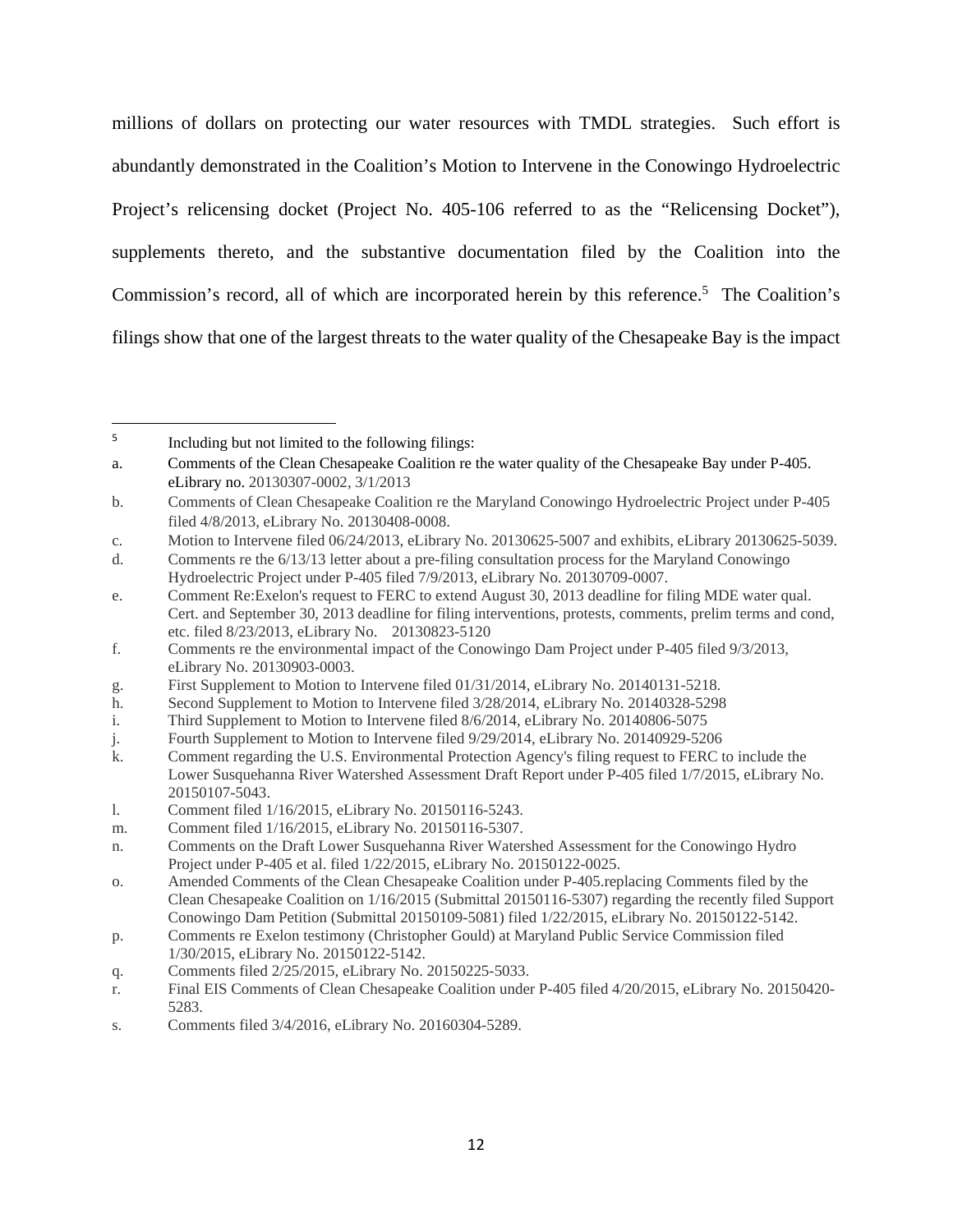millions of dollars on protecting our water resources with TMDL strategies. Such effort is abundantly demonstrated in the Coalition's Motion to Intervene in the Conowingo Hydroelectric Project's relicensing docket (Project No. 405-106 referred to as the "Relicensing Docket"), supplements thereto, and the substantive documentation filed by the Coalition into the Commission's record, all of which are incorporated herein by this reference.[5] The Coalition's filings show that one of the largest threats to the water quality of the Chesapeake Bay is the impact

---

[5] Including but not limited to the following filings:

a. Comments of the Clean Chesapeake Coalition re the water quality of the Chesapeake Bay under P-405. eLibrary no. 20130307-0002, 3/1/2013

b. Comments of Clean Chesapeake Coalition re the Maryland Conowingo Hydroelectric Project under P-405 filed 4/8/2013, eLibrary No. 20130408-0008.

c. Motion to Intervene filed 06/24/2013, eLibrary No. 20130625-5007 and exhibits, eLibrary 20130625-5039.

d. Comments re the 6/13/13 letter about a pre-filing consultation process for the Maryland Conowingo Hydroelectric Project under P-405 filed 7/9/2013, eLibrary No. 20130709-0007.

e. Comment Re:Exelon's request to FERC to extend August 30, 2013 deadline for filing MDE water qual. Cert. and September 30, 2013 deadline for filing interventions, protests, comments, prelim terms and cond, etc. filed 8/23/2013, eLibrary No. 20130823-5120

f. Comments re the environmental impact of the Conowingo Dam Project under P-405 filed 9/3/2013, eLibrary No. 20130903-0003.

g. First Supplement to Motion to Intervene filed 01/31/2014, eLibrary No. 20140131-5218.

h. Second Supplement to Motion to Intervene filed 3/28/2014, eLibrary No. 20140328-5298

i. Third Supplement to Motion to Intervene filed 8/6/2014, eLibrary No. 20140806-5075

j. Fourth Supplement to Motion to Intervene filed 9/29/2014, eLibrary No. 20140929-5206

k. Comment regarding the U.S. Environmental Protection Agency's filing request to FERC to include the Lower Susquehanna River Watershed Assessment Draft Report under P-405 filed 1/7/2015, eLibrary No. 20150107-5043.

l. Comment filed 1/16/2015, eLibrary No. 20150116-5243.

m. Comment filed 1/16/2015, eLibrary No. 20150116-5307.

n. Comments on the Draft Lower Susquehanna River Watershed Assessment for the Conowingo Hydro Project under P-405 et al. filed 1/22/2015, eLibrary No. 20150122-0025.

o. Amended Comments of the Clean Chesapeake Coalition under P-405.replacing Comments filed by the Clean Chesapeake Coalition on 1/16/2015 (Submittal 20150116-5307) regarding the recently filed Support Conowingo Dam Petition (Submittal 20150109-5081) filed 1/22/2015, eLibrary No. 20150122-5142.

p. Comments re Exelon testimony (Christopher Gould) at Maryland Public Service Commission filed 1/30/2015, eLibrary No. 20150122-5142.

q. Comments filed 2/25/2015, eLibrary No. 20150225-5033.

r. Final EIS Comments of Clean Chesapeake Coalition under P-405 filed 4/20/2015, eLibrary No. 20150420-5283.

s. Comments filed 3/4/2016, eLibrary No. 20160304-5289.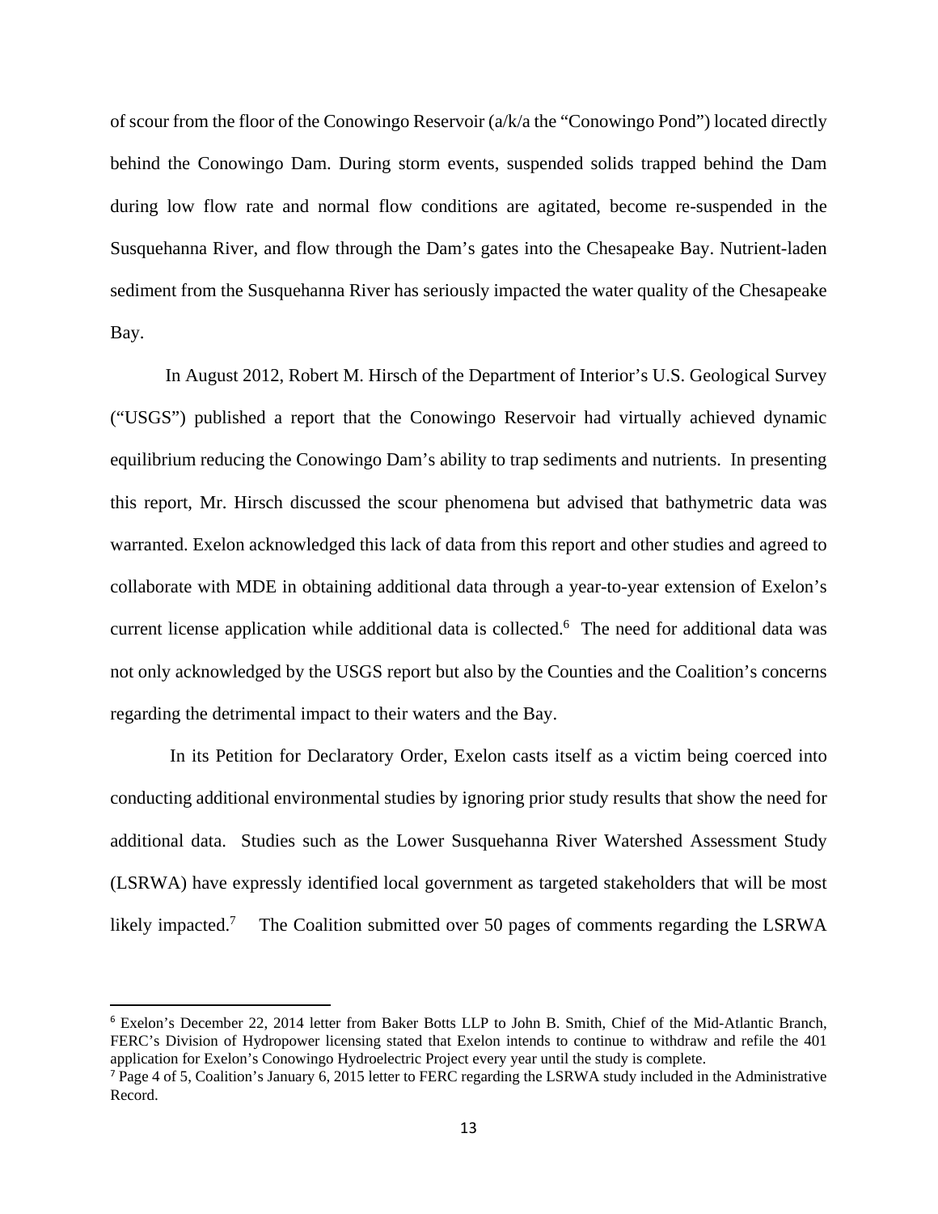of scour from the floor of the Conowingo Reservoir (a/k/a the "Conowingo Pond") located directly behind the Conowingo Dam. During storm events, suspended solids trapped behind the Dam during low flow rate and normal flow conditions are agitated, become re-suspended in the Susquehanna River, and flow through the Dam's gates into the Chesapeake Bay. Nutrient-laden sediment from the Susquehanna River has seriously impacted the water quality of the Chesapeake Bay.

In August 2012, Robert M. Hirsch of the Department of Interior's U.S. Geological Survey ("USGS") published a report that the Conowingo Reservoir had virtually achieved dynamic equilibrium reducing the Conowingo Dam's ability to trap sediments and nutrients. In presenting this report, Mr. Hirsch discussed the scour phenomena but advised that bathymetric data was warranted. Exelon acknowledged this lack of data from this report and other studies and agreed to collaborate with MDE in obtaining additional data through a year-to-year extension of Exelon's current license application while additional data is collected.[6] The need for additional data was not only acknowledged by the USGS report but also by the Counties and the Coalition's concerns regarding the detrimental impact to their waters and the Bay.

In its Petition for Declaratory Order, Exelon casts itself as a victim being coerced into conducting additional environmental studies by ignoring prior study results that show the need for additional data. Studies such as the Lower Susquehanna River Watershed Assessment Study (LSRWA) have expressly identified local government as targeted stakeholders that will be most likely impacted.[7] The Coalition submitted over 50 pages of comments regarding the LSRWA

---

[6] Exelon's December 22, 2014 letter from Baker Botts LLP to John B. Smith, Chief of the Mid-Atlantic Branch, FERC's Division of Hydropower licensing stated that Exelon intends to continue to withdraw and refile the 401 application for Exelon's Conowingo Hydroelectric Project every year until the study is complete.

[7] Page 4 of 5, Coalition's January 6, 2015 letter to FERC regarding the LSRWA study included in the Administrative Record.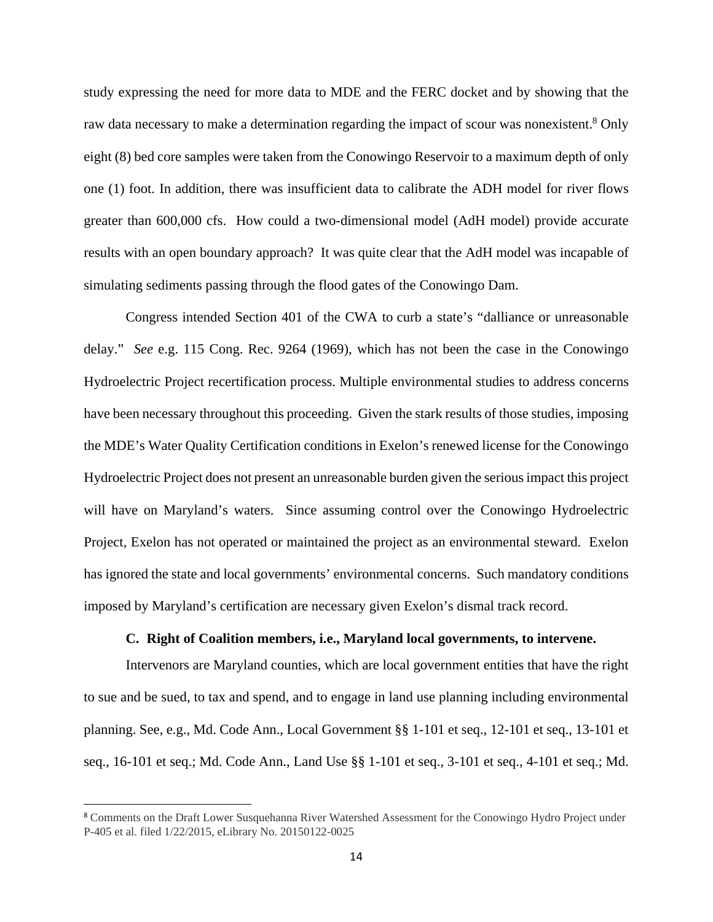study expressing the need for more data to MDE and the FERC docket and by showing that the raw data necessary to make a determination regarding the impact of scour was nonexistent.[8] Only eight (8) bed core samples were taken from the Conowingo Reservoir to a maximum depth of only one (1) foot. In addition, there was insufficient data to calibrate the ADH model for river flows greater than 600,000 cfs. How could a two-dimensional model (AdH model) provide accurate results with an open boundary approach? It was quite clear that the AdH model was incapable of simulating sediments passing through the flood gates of the Conowingo Dam.

Congress intended Section 401 of the CWA to curb a state's "dalliance or unreasonable delay." *See* e.g. 115 Cong. Rec. 9264 (1969), which has not been the case in the Conowingo Hydroelectric Project recertification process. Multiple environmental studies to address concerns have been necessary throughout this proceeding. Given the stark results of those studies, imposing the MDE's Water Quality Certification conditions in Exelon's renewed license for the Conowingo Hydroelectric Project does not present an unreasonable burden given the serious impact this project will have on Maryland's waters. Since assuming control over the Conowingo Hydroelectric Project, Exelon has not operated or maintained the project as an environmental steward. Exelon has ignored the state and local governments' environmental concerns. Such mandatory conditions imposed by Maryland's certification are necessary given Exelon's dismal track record.

### C. Right of Coalition members, i.e., Maryland local governments, to intervene.

Intervenors are Maryland counties, which are local government entities that have the right to sue and be sued, to tax and spend, and to engage in land use planning including environmental planning. See, e.g., Md. Code Ann., Local Government §§ 1-101 et seq., 12-101 et seq., 13-101 et seq., 16-101 et seq.; Md. Code Ann., Land Use §§ 1-101 et seq., 3-101 et seq., 4-101 et seq.; Md.

---

[8] Comments on the Draft Lower Susquehanna River Watershed Assessment for the Conowingo Hydro Project under P-405 et al. filed 1/22/2015, eLibrary No. 20150122-0025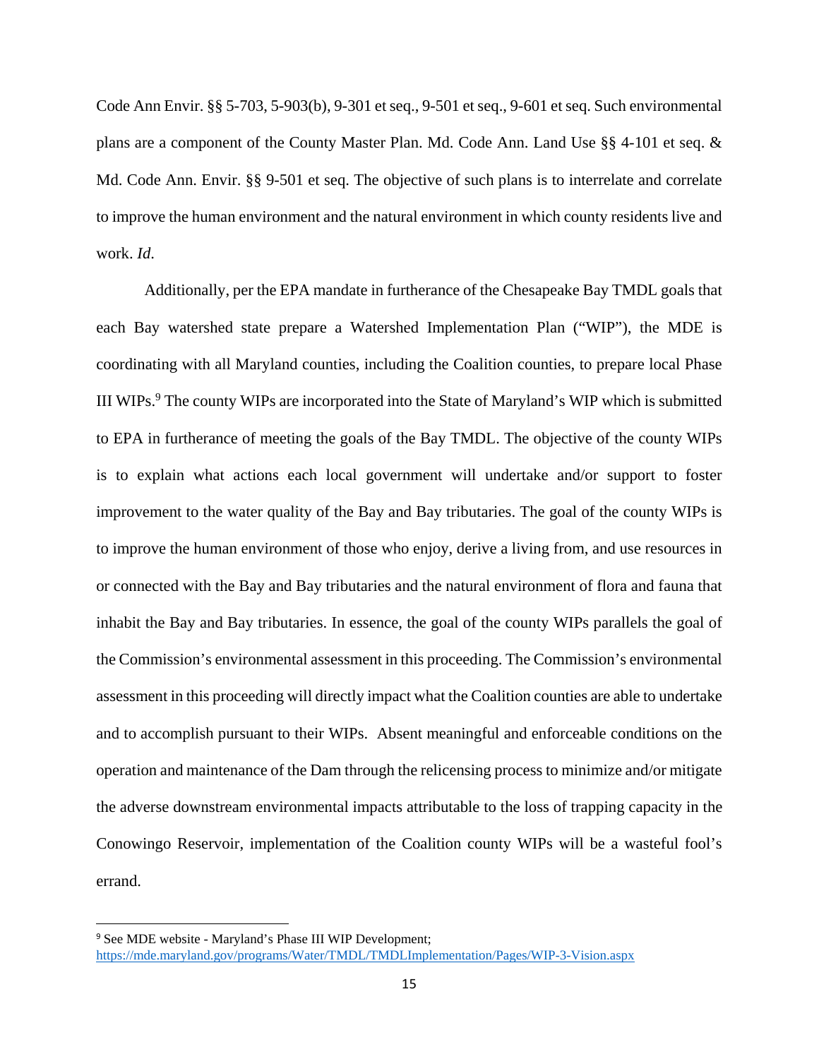Code Ann Envir. §§ 5-703, 5-903(b), 9-301 et seq., 9-501 et seq., 9-601 et seq. Such environmental plans are a component of the County Master Plan. Md. Code Ann. Land Use §§ 4-101 et seq. & Md. Code Ann. Envir. §§ 9-501 et seq. The objective of such plans is to interrelate and correlate to improve the human environment and the natural environment in which county residents live and work. *Id.*

Additionally, per the EPA mandate in furtherance of the Chesapeake Bay TMDL goals that each Bay watershed state prepare a Watershed Implementation Plan ("WIP"), the MDE is coordinating with all Maryland counties, including the Coalition counties, to prepare local Phase III WIPs.[9] The county WIPs are incorporated into the State of Maryland's WIP which is submitted to EPA in furtherance of meeting the goals of the Bay TMDL. The objective of the county WIPs is to explain what actions each local government will undertake and/or support to foster improvement to the water quality of the Bay and Bay tributaries. The goal of the county WIPs is to improve the human environment of those who enjoy, derive a living from, and use resources in or connected with the Bay and Bay tributaries and the natural environment of flora and fauna that inhabit the Bay and Bay tributaries. In essence, the goal of the county WIPs parallels the goal of the Commission's environmental assessment in this proceeding. The Commission's environmental assessment in this proceeding will directly impact what the Coalition counties are able to undertake and to accomplish pursuant to their WIPs. Absent meaningful and enforceable conditions on the operation and maintenance of the Dam through the relicensing process to minimize and/or mitigate the adverse downstream environmental impacts attributable to the loss of trapping capacity in the Conowingo Reservoir, implementation of the Coalition county WIPs will be a wasteful fool's errand.

---

[9] See MDE website - Maryland's Phase III WIP Development; https://mde.maryland.gov/programs/Water/TMDL/TMDLImplementation/Pages/WIP-3-Vision.aspx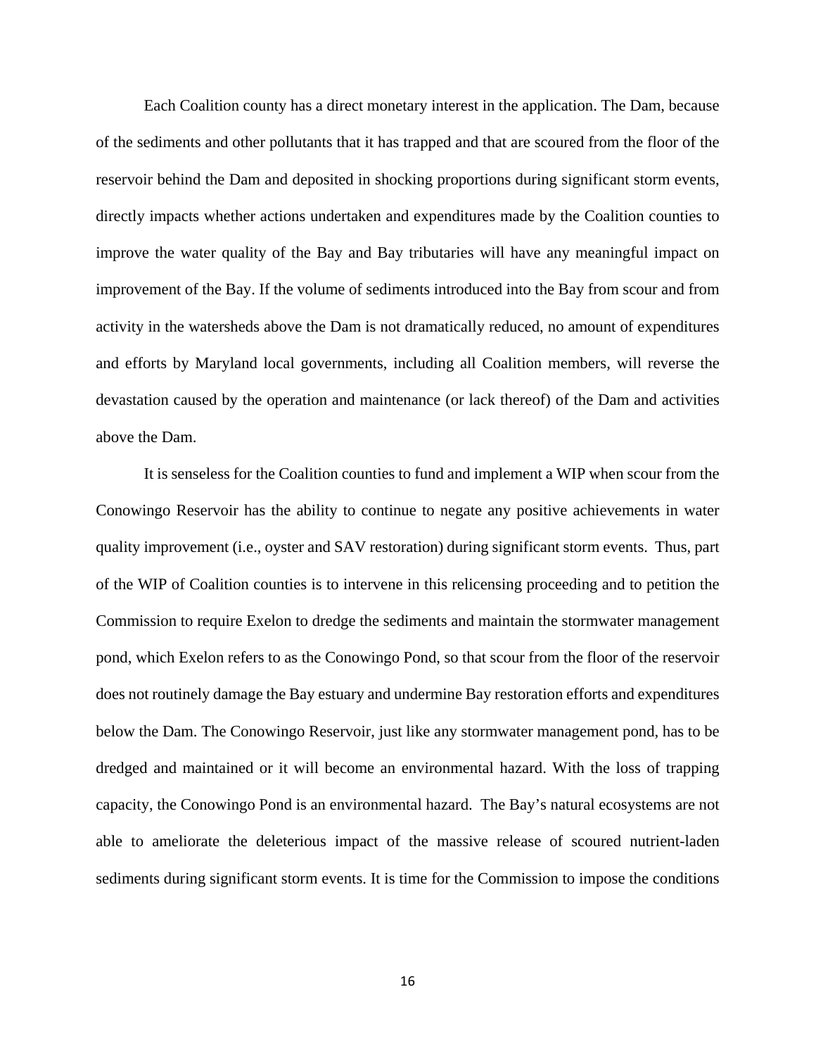Each Coalition county has a direct monetary interest in the application. The Dam, because of the sediments and other pollutants that it has trapped and that are scoured from the floor of the reservoir behind the Dam and deposited in shocking proportions during significant storm events, directly impacts whether actions undertaken and expenditures made by the Coalition counties to improve the water quality of the Bay and Bay tributaries will have any meaningful impact on improvement of the Bay. If the volume of sediments introduced into the Bay from scour and from activity in the watersheds above the Dam is not dramatically reduced, no amount of expenditures and efforts by Maryland local governments, including all Coalition members, will reverse the devastation caused by the operation and maintenance (or lack thereof) of the Dam and activities above the Dam.

It is senseless for the Coalition counties to fund and implement a WIP when scour from the Conowingo Reservoir has the ability to continue to negate any positive achievements in water quality improvement (i.e., oyster and SAV restoration) during significant storm events. Thus, part of the WIP of Coalition counties is to intervene in this relicensing proceeding and to petition the Commission to require Exelon to dredge the sediments and maintain the stormwater management pond, which Exelon refers to as the Conowingo Pond, so that scour from the floor of the reservoir does not routinely damage the Bay estuary and undermine Bay restoration efforts and expenditures below the Dam. The Conowingo Reservoir, just like any stormwater management pond, has to be dredged and maintained or it will become an environmental hazard. With the loss of trapping capacity, the Conowingo Pond is an environmental hazard. The Bay's natural ecosystems are not able to ameliorate the deleterious impact of the massive release of scoured nutrient-laden sediments during significant storm events. It is time for the Commission to impose the conditions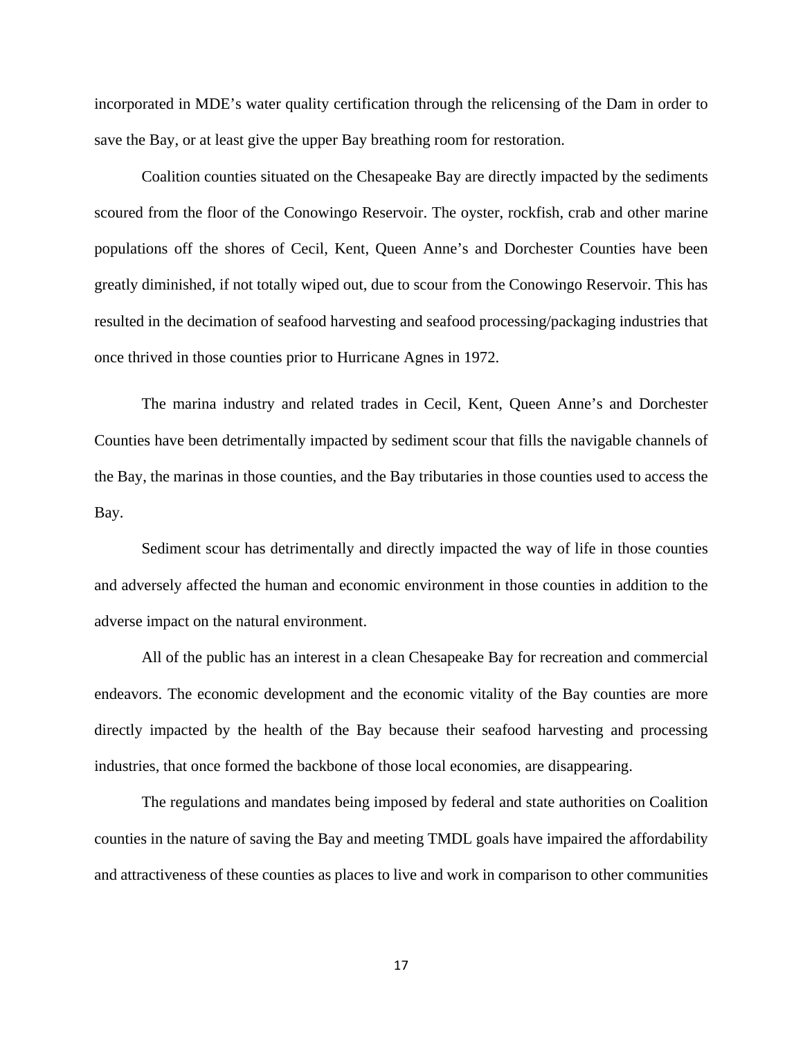incorporated in MDE's water quality certification through the relicensing of the Dam in order to save the Bay, or at least give the upper Bay breathing room for restoration.

Coalition counties situated on the Chesapeake Bay are directly impacted by the sediments scoured from the floor of the Conowingo Reservoir. The oyster, rockfish, crab and other marine populations off the shores of Cecil, Kent, Queen Anne's and Dorchester Counties have been greatly diminished, if not totally wiped out, due to scour from the Conowingo Reservoir. This has resulted in the decimation of seafood harvesting and seafood processing/packaging industries that once thrived in those counties prior to Hurricane Agnes in 1972.

The marina industry and related trades in Cecil, Kent, Queen Anne's and Dorchester Counties have been detrimentally impacted by sediment scour that fills the navigable channels of the Bay, the marinas in those counties, and the Bay tributaries in those counties used to access the Bay.

Sediment scour has detrimentally and directly impacted the way of life in those counties and adversely affected the human and economic environment in those counties in addition to the adverse impact on the natural environment.

All of the public has an interest in a clean Chesapeake Bay for recreation and commercial endeavors. The economic development and the economic vitality of the Bay counties are more directly impacted by the health of the Bay because their seafood harvesting and processing industries, that once formed the backbone of those local economies, are disappearing.

The regulations and mandates being imposed by federal and state authorities on Coalition counties in the nature of saving the Bay and meeting TMDL goals have impaired the affordability and attractiveness of these counties as places to live and work in comparison to other communities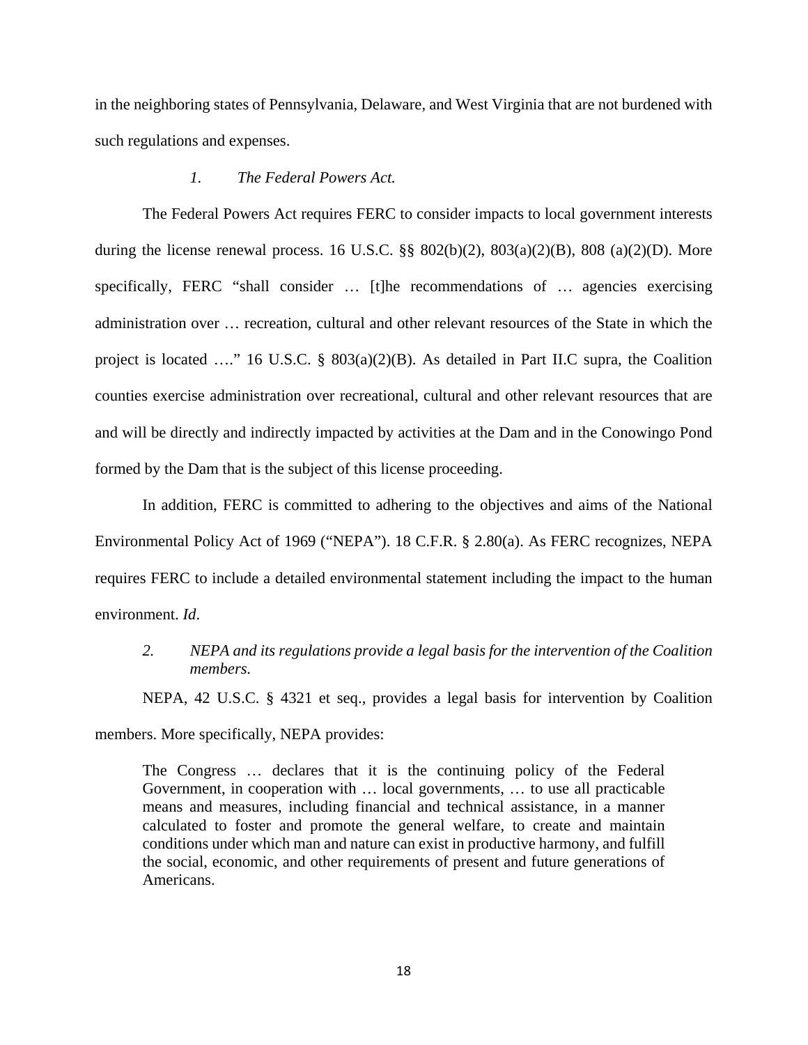in the neighboring states of Pennsylvania, Delaware, and West Virginia that are not burdened with such regulations and expenses.

*1. The Federal Powers Act.*

The Federal Powers Act requires FERC to consider impacts to local government interests during the license renewal process. 16 U.S.C. §§ 802(b)(2), 803(a)(2)(B), 808 (a)(2)(D). More specifically, FERC "shall consider … [t]he recommendations of … agencies exercising administration over … recreation, cultural and other relevant resources of the State in which the project is located …." 16 U.S.C. § 803(a)(2)(B). As detailed in Part II.C supra, the Coalition counties exercise administration over recreational, cultural and other relevant resources that are and will be directly and indirectly impacted by activities at the Dam and in the Conowingo Pond formed by the Dam that is the subject of this license proceeding.

In addition, FERC is committed to adhering to the objectives and aims of the National Environmental Policy Act of 1969 ("NEPA"). 18 C.F.R. § 2.80(a). As FERC recognizes, NEPA requires FERC to include a detailed environmental statement including the impact to the human environment. *Id*.

*2. NEPA and its regulations provide a legal basis for the intervention of the Coalition members.*

NEPA, 42 U.S.C. § 4321 et seq., provides a legal basis for intervention by Coalition members. More specifically, NEPA provides:

> The Congress … declares that it is the continuing policy of the Federal Government, in cooperation with … local governments, … to use all practicable means and measures, including financial and technical assistance, in a manner calculated to foster and promote the general welfare, to create and maintain conditions under which man and nature can exist in productive harmony, and fulfill the social, economic, and other requirements of present and future generations of Americans.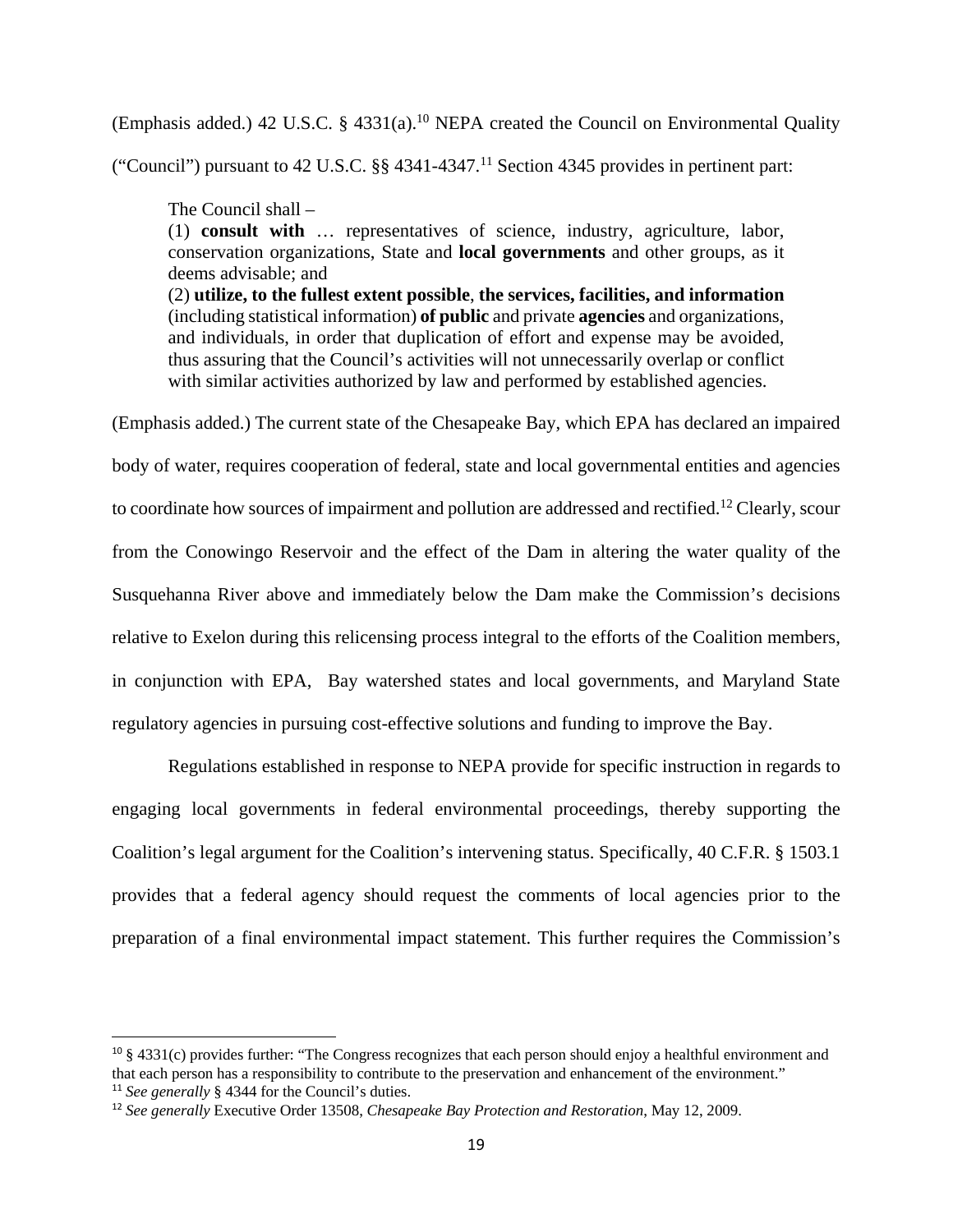(Emphasis added.) 42 U.S.C. § 4331(a).[10] NEPA created the Council on Environmental Quality ("Council") pursuant to 42 U.S.C. §§ 4341-4347.[11] Section 4345 provides in pertinent part:

> The Council shall –
> (1) **consult with** … representatives of science, industry, agriculture, labor, conservation organizations, State and **local governments** and other groups, as it deems advisable; and
> (2) **utilize, to the fullest extent possible**, **the services, facilities, and information** (including statistical information) **of public** and private **agencies** and organizations, and individuals, in order that duplication of effort and expense may be avoided, thus assuring that the Council's activities will not unnecessarily overlap or conflict with similar activities authorized by law and performed by established agencies.

(Emphasis added.) The current state of the Chesapeake Bay, which EPA has declared an impaired body of water, requires cooperation of federal, state and local governmental entities and agencies to coordinate how sources of impairment and pollution are addressed and rectified.[12] Clearly, scour from the Conowingo Reservoir and the effect of the Dam in altering the water quality of the Susquehanna River above and immediately below the Dam make the Commission's decisions relative to Exelon during this relicensing process integral to the efforts of the Coalition members, in conjunction with EPA, Bay watershed states and local governments, and Maryland State regulatory agencies in pursuing cost-effective solutions and funding to improve the Bay.

Regulations established in response to NEPA provide for specific instruction in regards to engaging local governments in federal environmental proceedings, thereby supporting the Coalition's legal argument for the Coalition's intervening status. Specifically, 40 C.F.R. § 1503.1 provides that a federal agency should request the comments of local agencies prior to the preparation of a final environmental impact statement. This further requires the Commission's

---

[10] § 4331(c) provides further: "The Congress recognizes that each person should enjoy a healthful environment and that each person has a responsibility to contribute to the preservation and enhancement of the environment."

[11] *See generally* § 4344 for the Council's duties.

[12] *See generally* Executive Order 13508, *Chesapeake Bay Protection and Restoration*, May 12, 2009.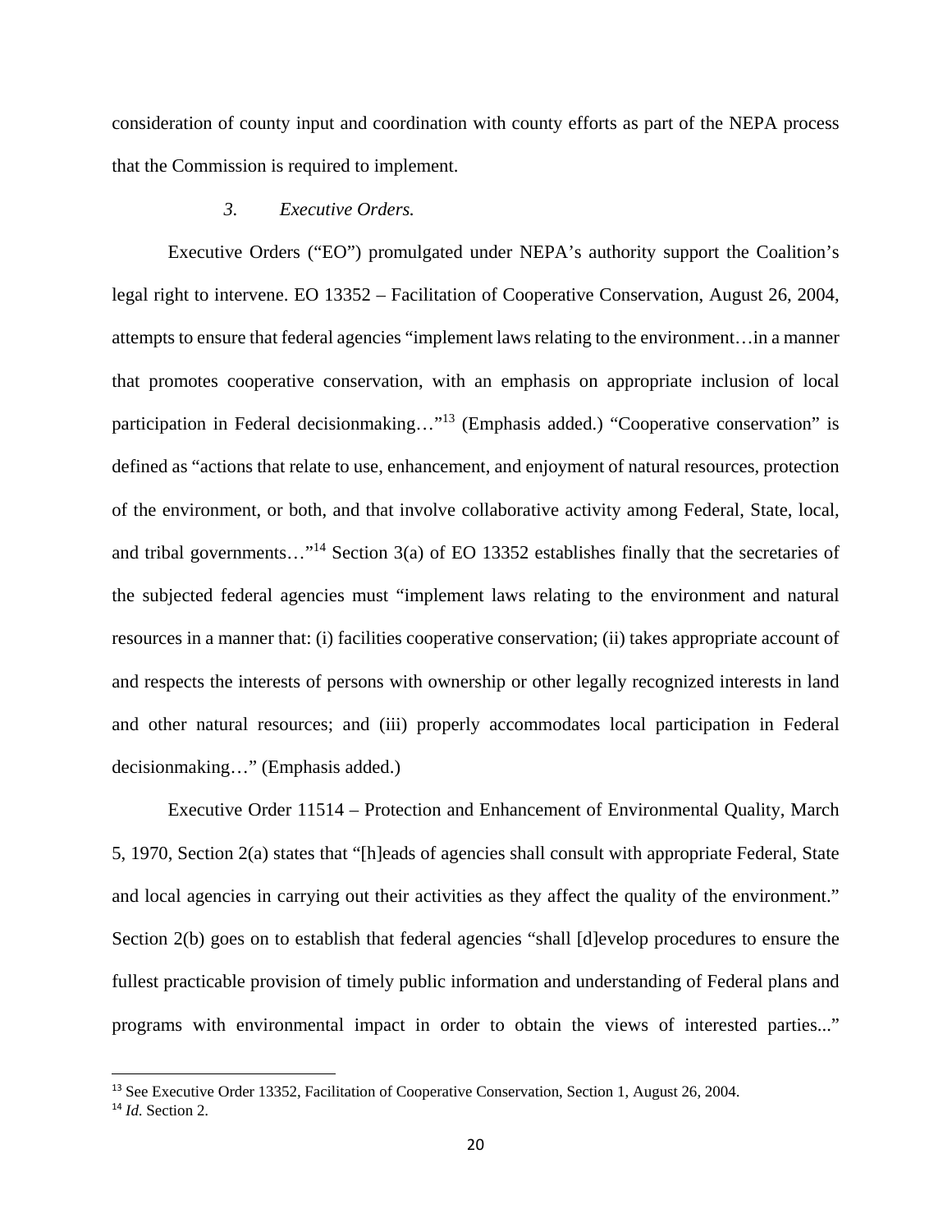consideration of county input and coordination with county efforts as part of the NEPA process that the Commission is required to implement.

### *3. Executive Orders.*

Executive Orders ("EO") promulgated under NEPA's authority support the Coalition's legal right to intervene. EO 13352 – Facilitation of Cooperative Conservation, August 26, 2004, attempts to ensure that federal agencies "implement laws relating to the environment…in a manner that promotes cooperative conservation, with an emphasis on appropriate inclusion of local participation in Federal decisionmaking…"[13] (Emphasis added.) "Cooperative conservation" is defined as "actions that relate to use, enhancement, and enjoyment of natural resources, protection of the environment, or both, and that involve collaborative activity among Federal, State, local, and tribal governments…"[14] Section 3(a) of EO 13352 establishes finally that the secretaries of the subjected federal agencies must "implement laws relating to the environment and natural resources in a manner that: (i) facilities cooperative conservation; (ii) takes appropriate account of and respects the interests of persons with ownership or other legally recognized interests in land and other natural resources; and (iii) properly accommodates local participation in Federal decisionmaking…" (Emphasis added.)

Executive Order 11514 – Protection and Enhancement of Environmental Quality, March 5, 1970, Section 2(a) states that "[h]eads of agencies shall consult with appropriate Federal, State and local agencies in carrying out their activities as they affect the quality of the environment." Section 2(b) goes on to establish that federal agencies "shall [d]evelop procedures to ensure the fullest practicable provision of timely public information and understanding of Federal plans and programs with environmental impact in order to obtain the views of interested parties..."

---

[13] See Executive Order 13352, Facilitation of Cooperative Conservation, Section 1, August 26, 2004.

[14] *Id.* Section 2.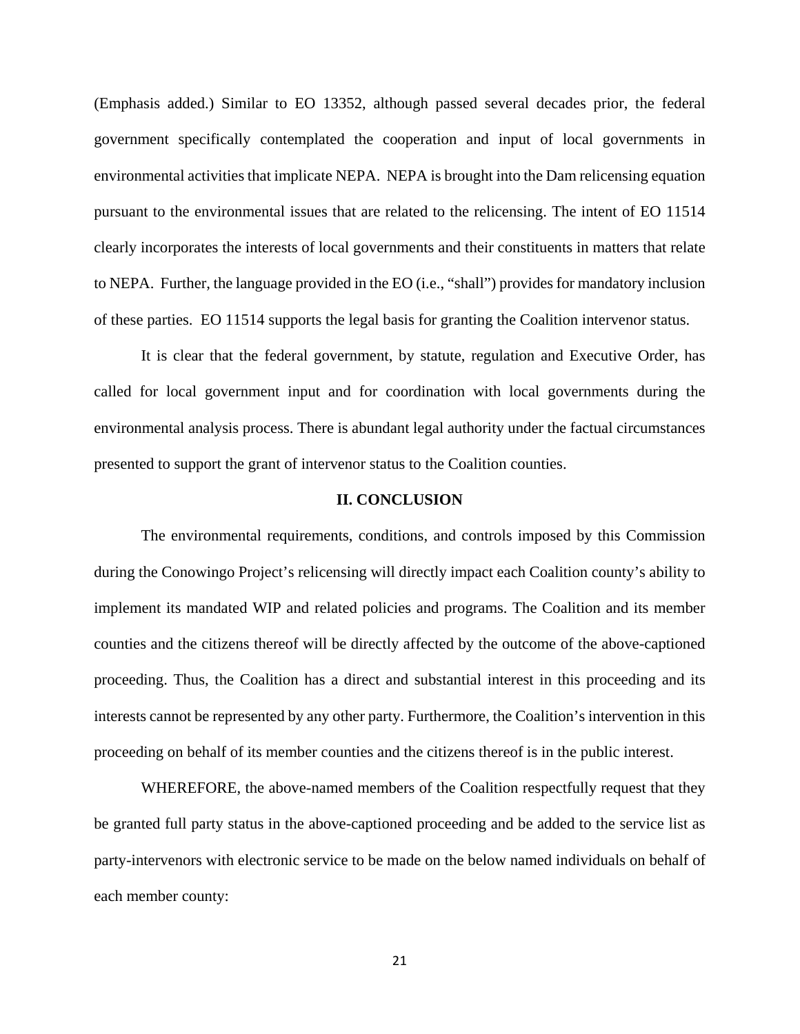(Emphasis added.) Similar to EO 13352, although passed several decades prior, the federal government specifically contemplated the cooperation and input of local governments in environmental activities that implicate NEPA. NEPA is brought into the Dam relicensing equation pursuant to the environmental issues that are related to the relicensing. The intent of EO 11514 clearly incorporates the interests of local governments and their constituents in matters that relate to NEPA. Further, the language provided in the EO (i.e., "shall") provides for mandatory inclusion of these parties. EO 11514 supports the legal basis for granting the Coalition intervenor status.

It is clear that the federal government, by statute, regulation and Executive Order, has called for local government input and for coordination with local governments during the environmental analysis process. There is abundant legal authority under the factual circumstances presented to support the grant of intervenor status to the Coalition counties.

## II. CONCLUSION

The environmental requirements, conditions, and controls imposed by this Commission during the Conowingo Project's relicensing will directly impact each Coalition county's ability to implement its mandated WIP and related policies and programs. The Coalition and its member counties and the citizens thereof will be directly affected by the outcome of the above-captioned proceeding. Thus, the Coalition has a direct and substantial interest in this proceeding and its interests cannot be represented by any other party. Furthermore, the Coalition's intervention in this proceeding on behalf of its member counties and the citizens thereof is in the public interest.

WHEREFORE, the above-named members of the Coalition respectfully request that they be granted full party status in the above-captioned proceeding and be added to the service list as party-intervenors with electronic service to be made on the below named individuals on behalf of each member county: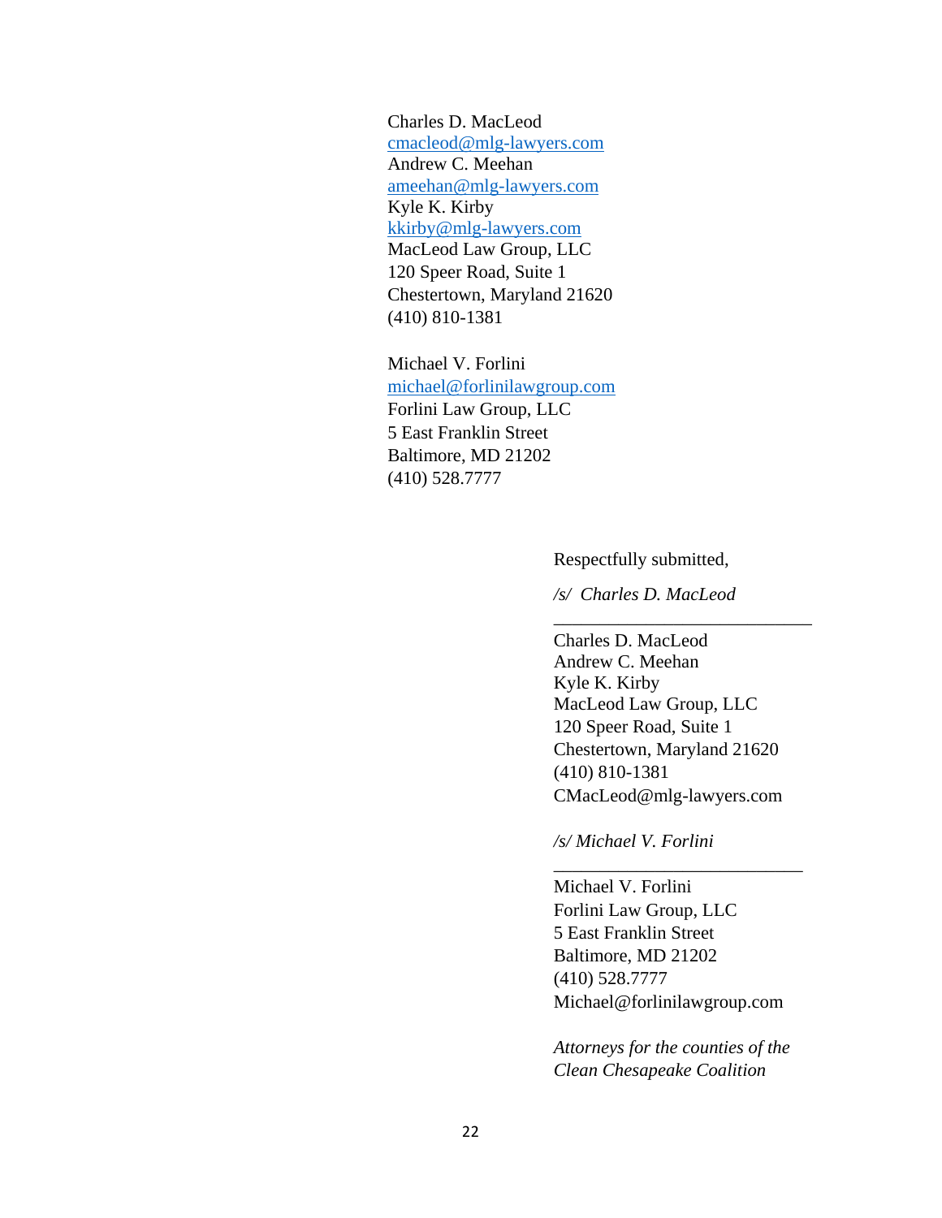Charles D. MacLeod
cmacleod@mlg-lawyers.com
Andrew C. Meehan
ameehan@mlg-lawyers.com
Kyle K. Kirby
kkirby@mlg-lawyers.com
MacLeod Law Group, LLC
120 Speer Road, Suite 1
Chestertown, Maryland 21620
(410) 810-1381

Michael V. Forlini
michael@forlinilawgroup.com
Forlini Law Group, LLC
5 East Franklin Street
Baltimore, MD 21202
(410) 528.7777

Respectfully submitted,

*/s/ Charles D. MacLeod*
\_\_\_\_\_\_\_\_\_\_\_\_\_\_\_\_\_\_\_\_\_\_\_\_\_\_\_\_\_\_
Charles D. MacLeod
Andrew C. Meehan
Kyle K. Kirby
MacLeod Law Group, LLC
120 Speer Road, Suite 1
Chestertown, Maryland 21620
(410) 810-1381
CMacLeod@mlg-lawyers.com

*/s/ Michael V. Forlini*
\_\_\_\_\_\_\_\_\_\_\_\_\_\_\_\_\_\_\_\_\_\_\_\_\_\_\_\_\_\_
Michael V. Forlini
Forlini Law Group, LLC
5 East Franklin Street
Baltimore, MD 21202
(410) 528.7777
Michael@forlinilawgroup.com

*Attorneys for the counties of the Clean Chesapeake Coalition*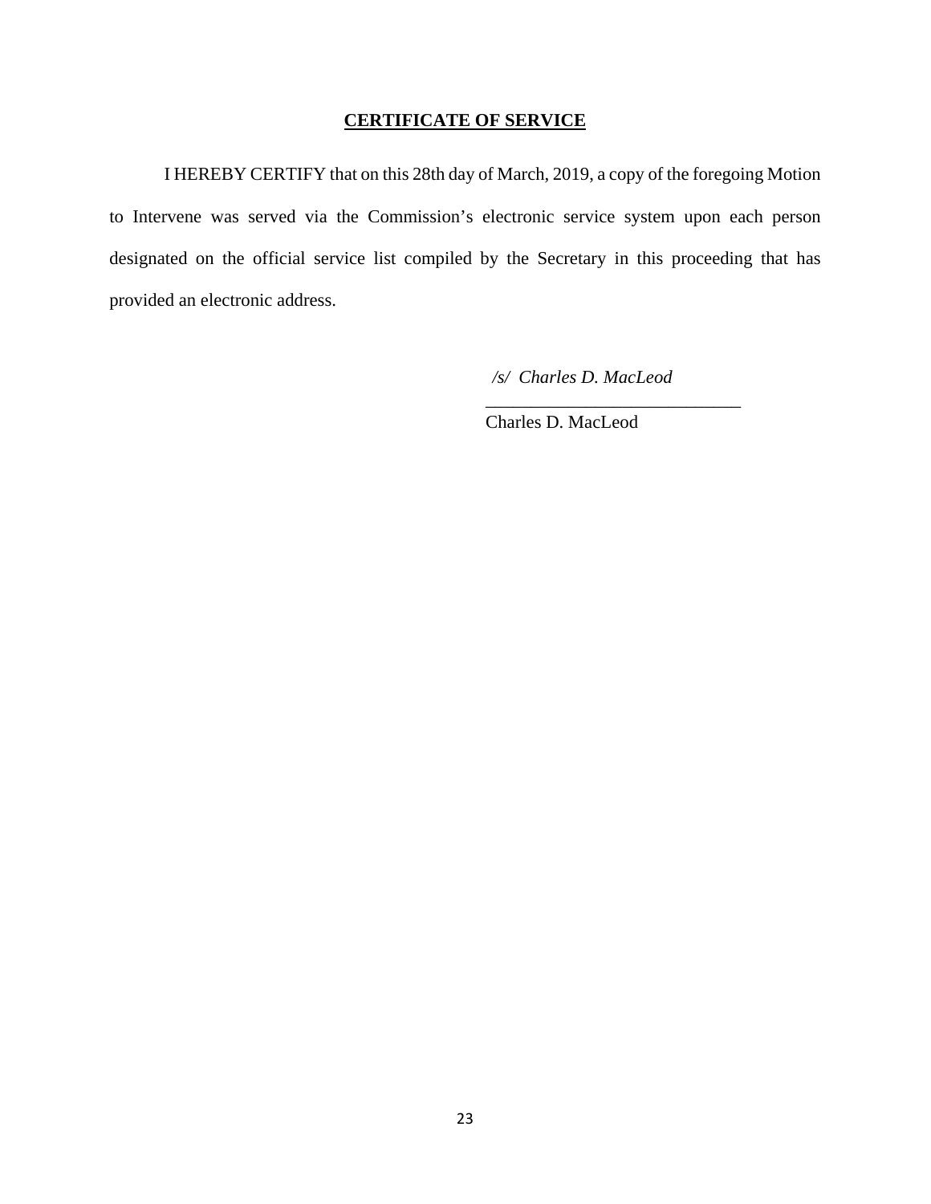**CERTIFICATE OF SERVICE**

I HEREBY CERTIFY that on this 28th day of March, 2019, a copy of the foregoing Motion to Intervene was served via the Commission's electronic service system upon each person designated on the official service list compiled by the Secretary in this proceeding that has provided an electronic address.

*/s/ Charles D. MacLeod*

\_\_\_\_\_\_\_\_\_\_\_\_\_\_\_\_\_\_\_\_\_\_\_\_\_\_\_\_\_\_

Charles D. MacLeod